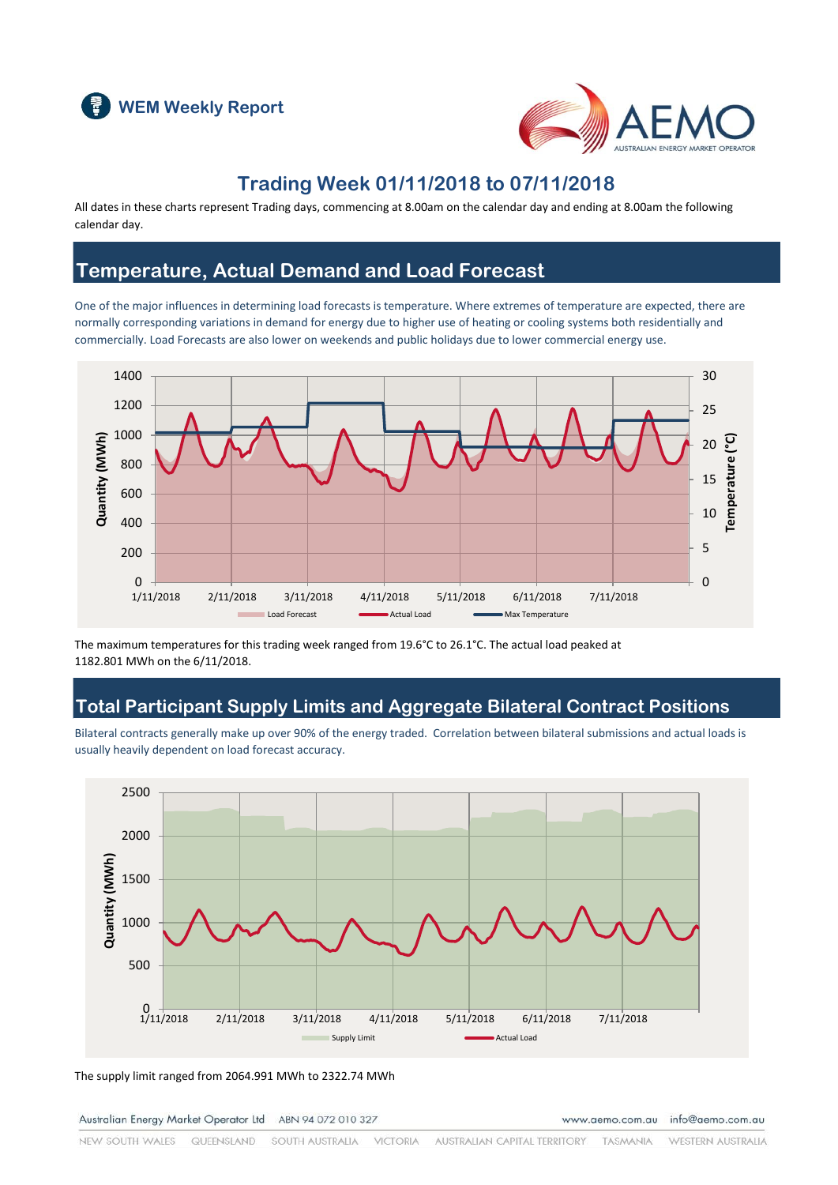WEM Weekly Report

# Trading Week 01/11/2018 to 07/11/2018

All dates in these charts represent Trading days, commencing at 8.00am on the calendar day and ending at 8.00am the following calendar day.

## Temperature, Actual Demand and Load Forecast

One of the major influences in determining load forecasts is temperature. Where extremes of temperature are expected, there are normally corresponding variations in demand for energy due to higher use of heating or cooling systems both residentially and commercially. Load Forecasts are also lower on weekends and public holidays due to lower commercial energy use.

Quantity (MWh)
1400
1200
1000
800
600
400
200
0
Temperature (°C)
30
25
20
15
10
5
0
1/11/2018 2/11/2018 3/11/2018 4/11/2018 5/11/2018 6/11/2018 7/11/2018
Load Forecast
Actual Load
Max Temperature

The maximum temperatures for this trading week ranged from 19.6°C to 26.1°C. The actual load peaked at 1182.801 MWh on the 6/11/2018.

## Total Participant Supply Limits and Aggregate Bilateral Contract Positions

Bilateral contracts generally make up over 90% of the energy traded. Correlation between bilateral submissions and actual loads is usually heavily dependent on load forecast accuracy.

Quantity (MWh)
2500
2000
1500
1000
500
0
1/11/2018 2/11/2018 3/11/2018 4/11/2018 5/11/2018 6/11/2018 7/11/2018
Supply Limit
Actual Load

The supply limit ranged from 2064.991 MWh to 2322.74 MWh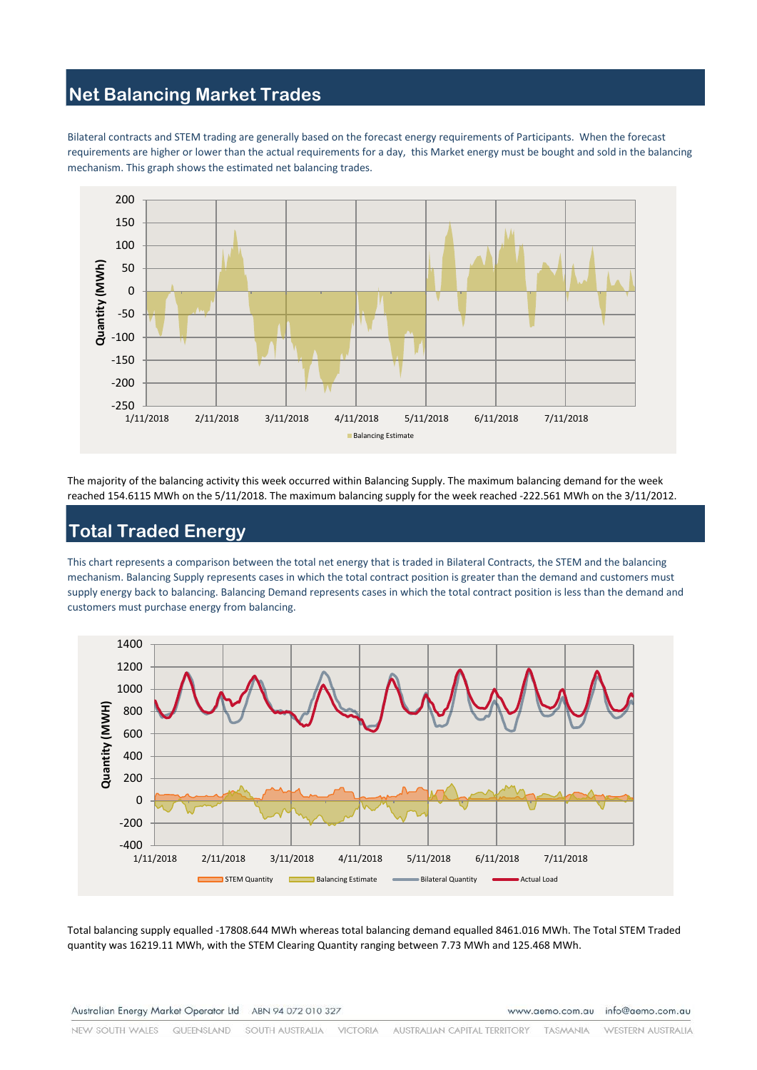## Net Balancing Market Trades

Bilateral contracts and STEM trading are generally based on the forecast energy requirements of Participants. When the forecast requirements are higher or lower than the actual requirements for a day, this Market energy must be bought and sold in the balancing mechanism. This graph shows the estimated net balancing trades.

Quantity (MWh)

200
150
100
50
0
-50
-100
-150
-200
-250

1/11/2018 2/11/2018 3/11/2018 4/11/2018 5/11/2018 6/11/2018 7/11/2018

Balancing Estimate

The majority of the balancing activity this week occurred within Balancing Supply. The maximum balancing demand for the week reached 154.6115 MWh on the 5/11/2018. The maximum balancing supply for the week reached -222.561 MWh on the 3/11/2012.

## Total Traded Energy

This chart represents a comparison between the total net energy that is traded in Bilateral Contracts, the STEM and the balancing mechanism. Balancing Supply represents cases in which the total contract position is greater than the demand and customers must supply energy back to balancing. Balancing Demand represents cases in which the total contract position is less than the demand and customers must purchase energy from balancing.

Quantity (MWH)

1400
1200
1000
800
600
400
200
0
-200
-400

1/11/2018 2/11/2018 3/11/2018 4/11/2018 5/11/2018 6/11/2018 7/11/2018

STEM Quantity Balancing Estimate Bilateral Quantity Actual Load

Total balancing supply equalled -17808.644 MWh whereas total balancing demand equalled 8461.016 MWh. The Total STEM Traded quantity was 16219.11 MWh, with the STEM Clearing Quantity ranging between 7.73 MWh and 125.468 MWh.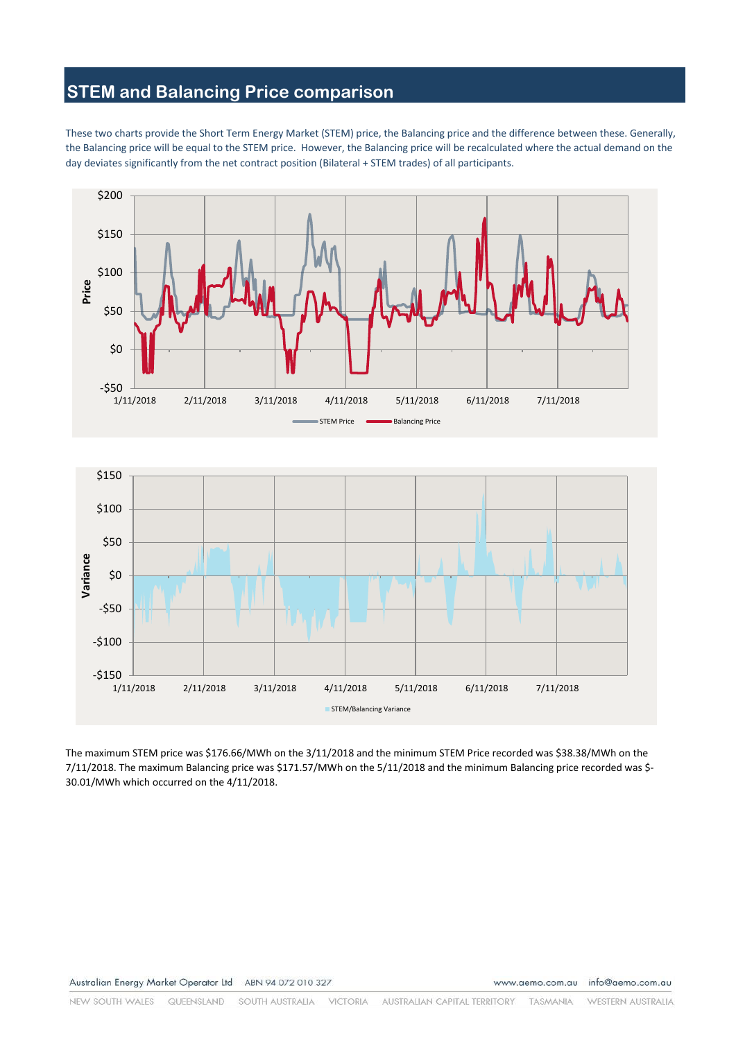## STEM and Balancing Price comparison

These two charts provide the Short Term Energy Market (STEM) price, the Balancing price and the difference between these. Generally, the Balancing price will be equal to the STEM price. However, the Balancing price will be recalculated where the actual demand on the day deviates significantly from the net contract position (Bilateral + STEM trades) of all participants.

Price

$200
$150
$100
$50
$0
-$50

1/11/2018 2/11/2018 3/11/2018 4/11/2018 5/11/2018 6/11/2018 7/11/2018

STEM Price
Balancing Price

Variance

$150
$100
$50
$0
-$50
-$100
-$150

1/11/2018 2/11/2018 3/11/2018 4/11/2018 5/11/2018 6/11/2018 7/11/2018

STEM/Balancing Variance

The maximum STEM price was $176.66/MWh on the 3/11/2018 and the minimum STEM Price recorded was $38.38/MWh on the 7/11/2018. The maximum Balancing price was $171.57/MWh on the 5/11/2018 and the minimum Balancing price recorded was $-30.01/MWh which occurred on the 4/11/2018.